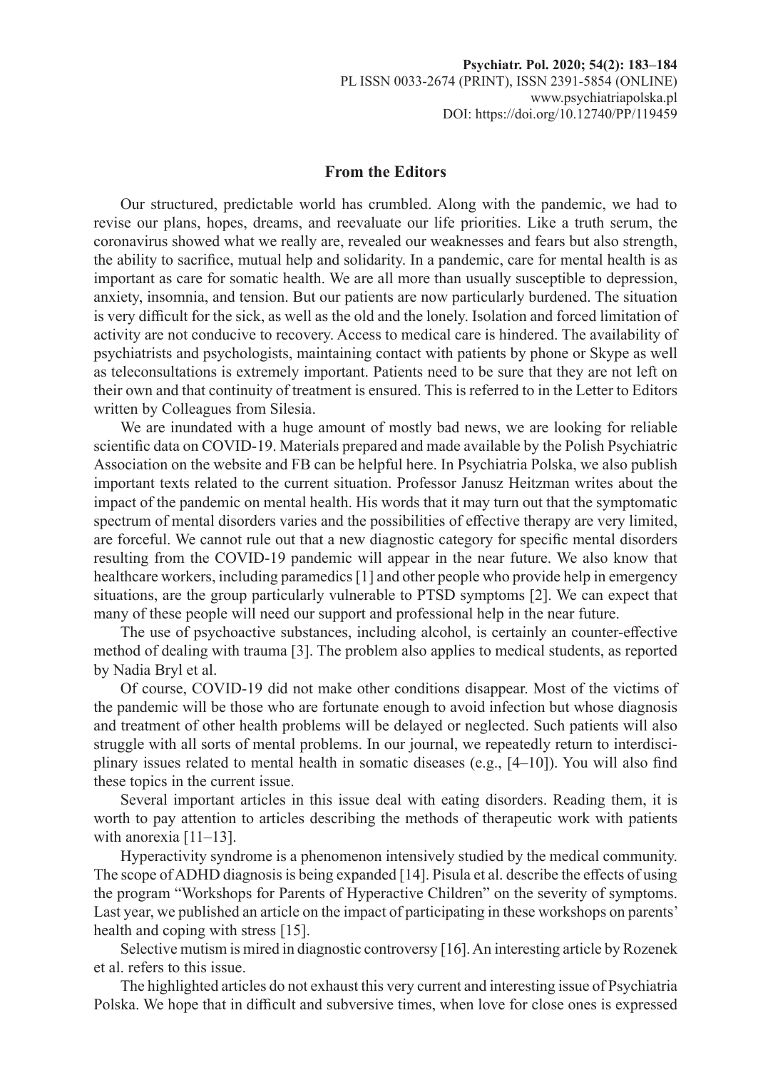## From the Editors

Our structured, predictable world has crumbled. Along with the pandemic, we had to revise our plans, hopes, dreams, and reevaluate our life priorities. Like a truth serum, the coronavirus showed what we really are, revealed our weaknesses and fears but also strength, the ability to sacrifice, mutual help and solidarity. In a pandemic, care for mental health is as important as care for somatic health. We are all more than usually susceptible to depression, anxiety, insomnia, and tension. But our patients are now particularly burdened. The situation is very difficult for the sick, as well as the old and the lonely. Isolation and forced limitation of activity are not conducive to recovery. Access to medical care is hindered. The availability of psychiatrists and psychologists, maintaining contact with patients by phone or Skype as well as teleconsultations is extremely important. Patients need to be sure that they are not left on their own and that continuity of treatment is ensured. This is referred to in the Letter to Editors written by Colleagues from Silesia.

We are inundated with a huge amount of mostly bad news, we are looking for reliable scientific data on COVID-19. Materials prepared and made available by the Polish Psychiatric Association on the website and FB can be helpful here. In Psychiatria Polska, we also publish important texts related to the current situation. Professor Janusz Heitzman writes about the impact of the pandemic on mental health. His words that it may turn out that the symptomatic spectrum of mental disorders varies and the possibilities of effective therapy are very limited, are forceful. We cannot rule out that a new diagnostic category for specific mental disorders resulting from the COVID-19 pandemic will appear in the near future. We also know that healthcare workers, including paramedics [1] and other people who provide help in emergency situations, are the group particularly vulnerable to PTSD symptoms [2]. We can expect that many of these people will need our support and professional help in the near future.

The use of psychoactive substances, including alcohol, is certainly an counter-effective method of dealing with trauma [3]. The problem also applies to medical students, as reported by Nadia Bryl et al.

Of course, COVID-19 did not make other conditions disappear. Most of the victims of the pandemic will be those who are fortunate enough to avoid infection but whose diagnosis and treatment of other health problems will be delayed or neglected. Such patients will also struggle with all sorts of mental problems. In our journal, we repeatedly return to interdisciplinary issues related to mental health in somatic diseases (e.g., [4–10]). You will also find these topics in the current issue.

Several important articles in this issue deal with eating disorders. Reading them, it is worth to pay attention to articles describing the methods of therapeutic work with patients with anorexia [11–13].

Hyperactivity syndrome is a phenomenon intensively studied by the medical community. The scope of ADHD diagnosis is being expanded [14]. Pisula et al. describe the effects of using the program "Workshops for Parents of Hyperactive Children" on the severity of symptoms. Last year, we published an article on the impact of participating in these workshops on parents' health and coping with stress [15].

Selective mutism is mired in diagnostic controversy [16]. An interesting article by Rozenek et al. refers to this issue.

The highlighted articles do not exhaust this very current and interesting issue of Psychiatria Polska. We hope that in difficult and subversive times, when love for close ones is expressed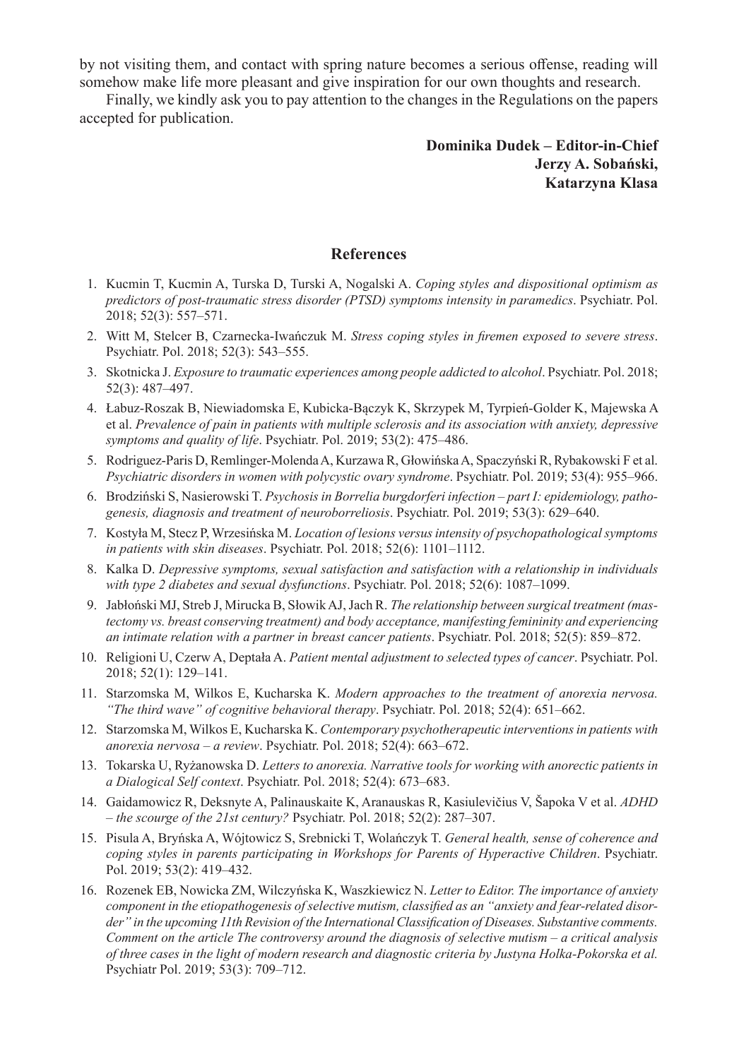by not visiting them, and contact with spring nature becomes a serious offense, reading will somehow make life more pleasant and give inspiration for our own thoughts and research.

Finally, we kindly ask you to pay attention to the changes in the Regulations on the papers accepted for publication.

**Dominika Dudek – Editor-in-Chief**
**Jerzy A. Sobański,**
**Katarzyna Klasa**

## References

1. Kucmin T, Kucmin A, Turska D, Turski A, Nogalski A. *Coping styles and dispositional optimism as predictors of post-traumatic stress disorder (PTSD) symptoms intensity in paramedics*. Psychiatr. Pol. 2018; 52(3): 557–571.
2. Witt M, Stelcer B, Czarnecka-Iwańczuk M. *Stress coping styles in firemen exposed to severe stress*. Psychiatr. Pol. 2018; 52(3): 543–555.
3. Skotnicka J. *Exposure to traumatic experiences among people addicted to alcohol*. Psychiatr. Pol. 2018; 52(3): 487–497.
4. Łabuz-Roszak B, Niewiadomska E, Kubicka-Bączyk K, Skrzypek M, Tyrpień-Golder K, Majewska A et al. *Prevalence of pain in patients with multiple sclerosis and its association with anxiety, depressive symptoms and quality of life*. Psychiatr. Pol. 2019; 53(2): 475–486.
5. Rodriguez-Paris D, Remlinger-Molenda A, Kurzawa R, Głowińska A, Spaczyński R, Rybakowski F et al. *Psychiatric disorders in women with polycystic ovary syndrome*. Psychiatr. Pol. 2019; 53(4): 955–966.
6. Brodziński S, Nasierowski T. *Psychosis in Borrelia burgdorferi infection – part I: epidemiology, pathogenesis, diagnosis and treatment of neuroborreliosis*. Psychiatr. Pol. 2019; 53(3): 629–640.
7. Kostyła M, Stecz P, Wrzesińska M. *Location of lesions versus intensity of psychopathological symptoms in patients with skin diseases*. Psychiatr. Pol. 2018; 52(6): 1101–1112.
8. Kalka D. *Depressive symptoms, sexual satisfaction and satisfaction with a relationship in individuals with type 2 diabetes and sexual dysfunctions*. Psychiatr. Pol. 2018; 52(6): 1087–1099.
9. Jabłoński MJ, Streb J, Mirucka B, Słowik AJ, Jach R. *The relationship between surgical treatment (mastectomy vs. breast conserving treatment) and body acceptance, manifesting femininity and experiencing an intimate relation with a partner in breast cancer patients*. Psychiatr. Pol. 2018; 52(5): 859–872.
10. Religioni U, Czerw A, Deptała A. *Patient mental adjustment to selected types of cancer*. Psychiatr. Pol. 2018; 52(1): 129–141.
11. Starzomska M, Wilkos E, Kucharska K. *Modern approaches to the treatment of anorexia nervosa. "The third wave" of cognitive behavioral therapy*. Psychiatr. Pol. 2018; 52(4): 651–662.
12. Starzomska M, Wilkos E, Kucharska K. *Contemporary psychotherapeutic interventions in patients with anorexia nervosa – a review*. Psychiatr. Pol. 2018; 52(4): 663–672.
13. Tokarska U, Ryżanowska D. *Letters to anorexia. Narrative tools for working with anorectic patients in a Dialogical Self context*. Psychiatr. Pol. 2018; 52(4): 673–683.
14. Gaidamowicz R, Deksnyte A, Palinauskaite K, Aranauskas R, Kasiulevičius V, Šapoka V et al. *ADHD – the scourge of the 21st century?* Psychiatr. Pol. 2018; 52(2): 287–307.
15. Pisula A, Bryńska A, Wójtowicz S, Srebnicki T, Wolańczyk T. *General health, sense of coherence and coping styles in parents participating in Workshops for Parents of Hyperactive Children*. Psychiatr. Pol. 2019; 53(2): 419–432.
16. Rozenek EB, Nowicka ZM, Wilczyńska K, Waszkiewicz N. *Letter to Editor. The importance of anxiety component in the etiopathogenesis of selective mutism, classified as an "anxiety and fear-related disorder" in the upcoming 11th Revision of the International Classification of Diseases. Substantive comments. Comment on the article The controversy around the diagnosis of selective mutism – a critical analysis of three cases in the light of modern research and diagnostic criteria by Justyna Holka-Pokorska et al.* Psychiatr Pol. 2019; 53(3): 709–712.